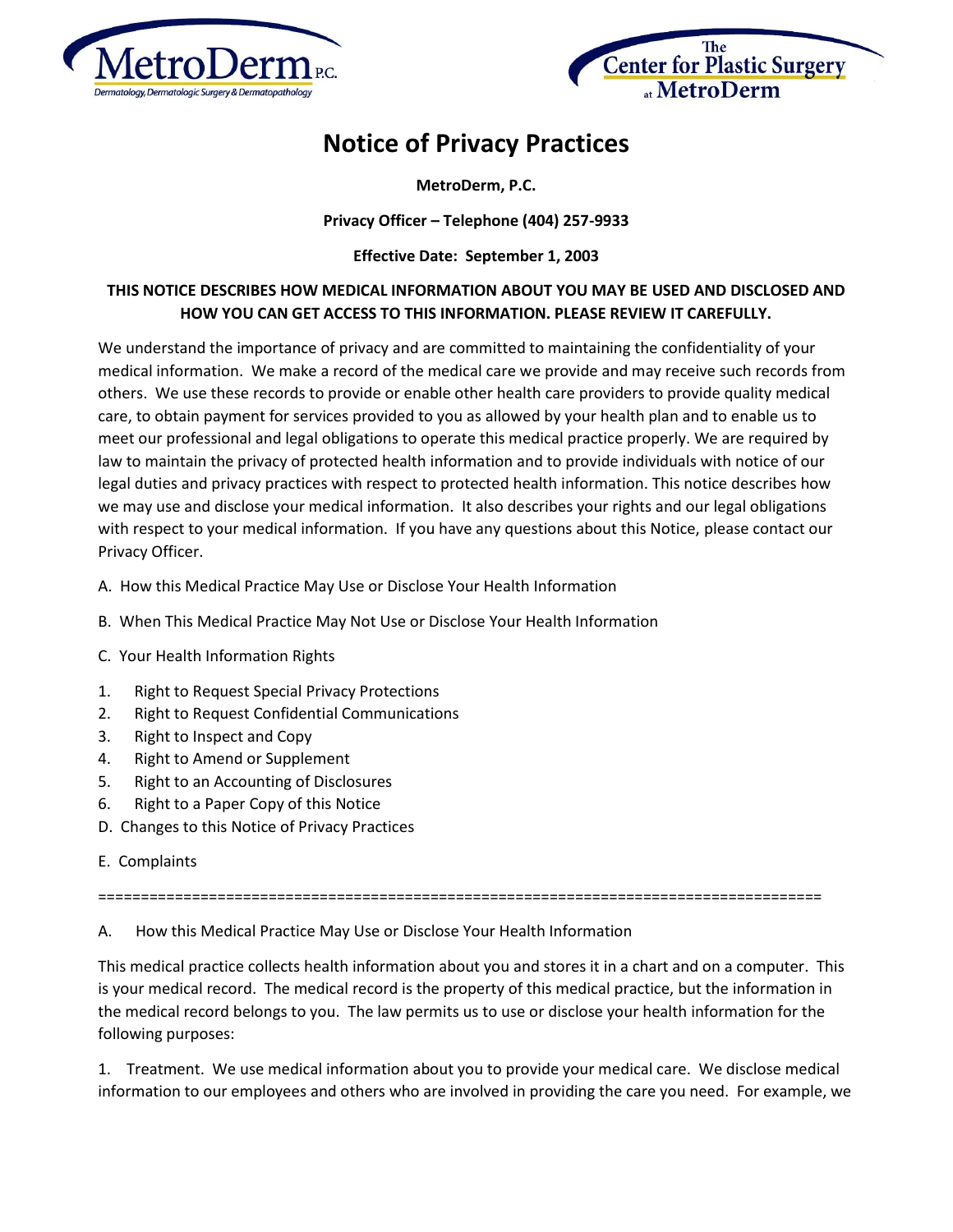MetroDerm P.C. — Dermatology, Dermatologic Surgery & Dermatopathology

The Center for Plastic Surgery at MetroDerm

# Notice of Privacy Practices

**MetroDerm, P.C.**

**Privacy Officer – Telephone (404) 257-9933**

**Effective Date: September 1, 2003**

**THIS NOTICE DESCRIBES HOW MEDICAL INFORMATION ABOUT YOU MAY BE USED AND DISCLOSED AND HOW YOU CAN GET ACCESS TO THIS INFORMATION. PLEASE REVIEW IT CAREFULLY.**

We understand the importance of privacy and are committed to maintaining the confidentiality of your medical information. We make a record of the medical care we provide and may receive such records from others. We use these records to provide or enable other health care providers to provide quality medical care, to obtain payment for services provided to you as allowed by your health plan and to enable us to meet our professional and legal obligations to operate this medical practice properly. We are required by law to maintain the privacy of protected health information and to provide individuals with notice of our legal duties and privacy practices with respect to protected health information. This notice describes how we may use and disclose your medical information. It also describes your rights and our legal obligations with respect to your medical information. If you have any questions about this Notice, please contact our Privacy Officer.

A. How this Medical Practice May Use or Disclose Your Health Information

B. When This Medical Practice May Not Use or Disclose Your Health Information

C. Your Health Information Rights

1. Right to Request Special Privacy Protections
2. Right to Request Confidential Communications
3. Right to Inspect and Copy
4. Right to Amend or Supplement
5. Right to an Accounting of Disclosures
6. Right to a Paper Copy of this Notice

D. Changes to this Notice of Privacy Practices

E. Complaints

=====================================================================================

A. How this Medical Practice May Use or Disclose Your Health Information

This medical practice collects health information about you and stores it in a chart and on a computer. This is your medical record. The medical record is the property of this medical practice, but the information in the medical record belongs to you. The law permits us to use or disclose your health information for the following purposes:

1. Treatment. We use medical information about you to provide your medical care. We disclose medical information to our employees and others who are involved in providing the care you need. For example, we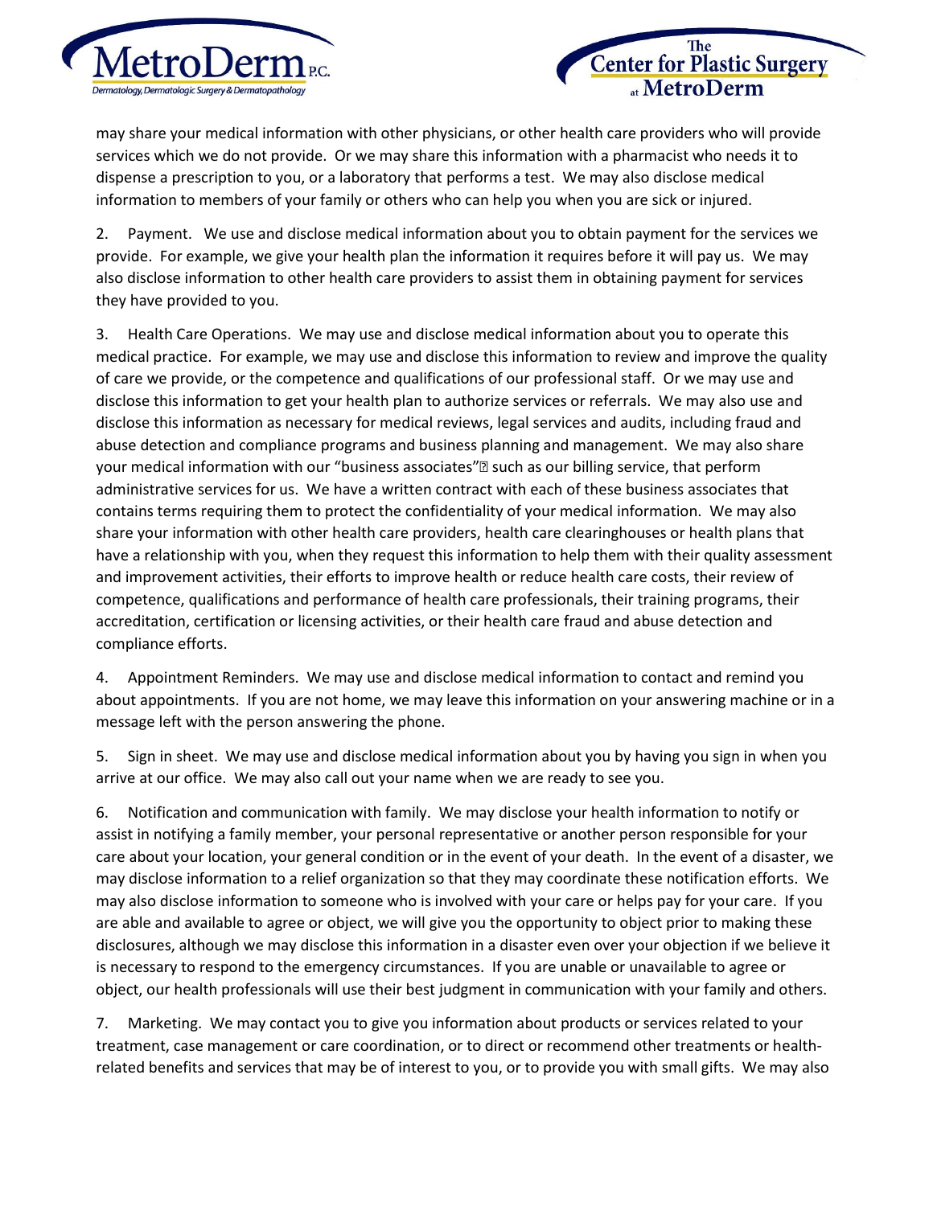may share your medical information with other physicians, or other health care providers who will provide services which we do not provide. Or we may share this information with a pharmacist who needs it to dispense a prescription to you, or a laboratory that performs a test. We may also disclose medical information to members of your family or others who can help you when you are sick or injured.

2. Payment. We use and disclose medical information about you to obtain payment for the services we provide. For example, we give your health plan the information it requires before it will pay us. We may also disclose information to other health care providers to assist them in obtaining payment for services they have provided to you.

3. Health Care Operations. We may use and disclose medical information about you to operate this medical practice. For example, we may use and disclose this information to review and improve the quality of care we provide, or the competence and qualifications of our professional staff. Or we may use and disclose this information to get your health plan to authorize services or referrals. We may also use and disclose this information as necessary for medical reviews, legal services and audits, including fraud and abuse detection and compliance programs and business planning and management. We may also share your medical information with our "business associates"� such as our billing service, that perform administrative services for us. We have a written contract with each of these business associates that contains terms requiring them to protect the confidentiality of your medical information. We may also share your information with other health care providers, health care clearinghouses or health plans that have a relationship with you, when they request this information to help them with their quality assessment and improvement activities, their efforts to improve health or reduce health care costs, their review of competence, qualifications and performance of health care professionals, their training programs, their accreditation, certification or licensing activities, or their health care fraud and abuse detection and compliance efforts.

4. Appointment Reminders. We may use and disclose medical information to contact and remind you about appointments. If you are not home, we may leave this information on your answering machine or in a message left with the person answering the phone.

5. Sign in sheet. We may use and disclose medical information about you by having you sign in when you arrive at our office. We may also call out your name when we are ready to see you.

6. Notification and communication with family. We may disclose your health information to notify or assist in notifying a family member, your personal representative or another person responsible for your care about your location, your general condition or in the event of your death. In the event of a disaster, we may disclose information to a relief organization so that they may coordinate these notification efforts. We may also disclose information to someone who is involved with your care or helps pay for your care. If you are able and available to agree or object, we will give you the opportunity to object prior to making these disclosures, although we may disclose this information in a disaster even over your objection if we believe it is necessary to respond to the emergency circumstances. If you are unable or unavailable to agree or object, our health professionals will use their best judgment in communication with your family and others.

7. Marketing. We may contact you to give you information about products or services related to your treatment, case management or care coordination, or to direct or recommend other treatments or health-related benefits and services that may be of interest to you, or to provide you with small gifts. We may also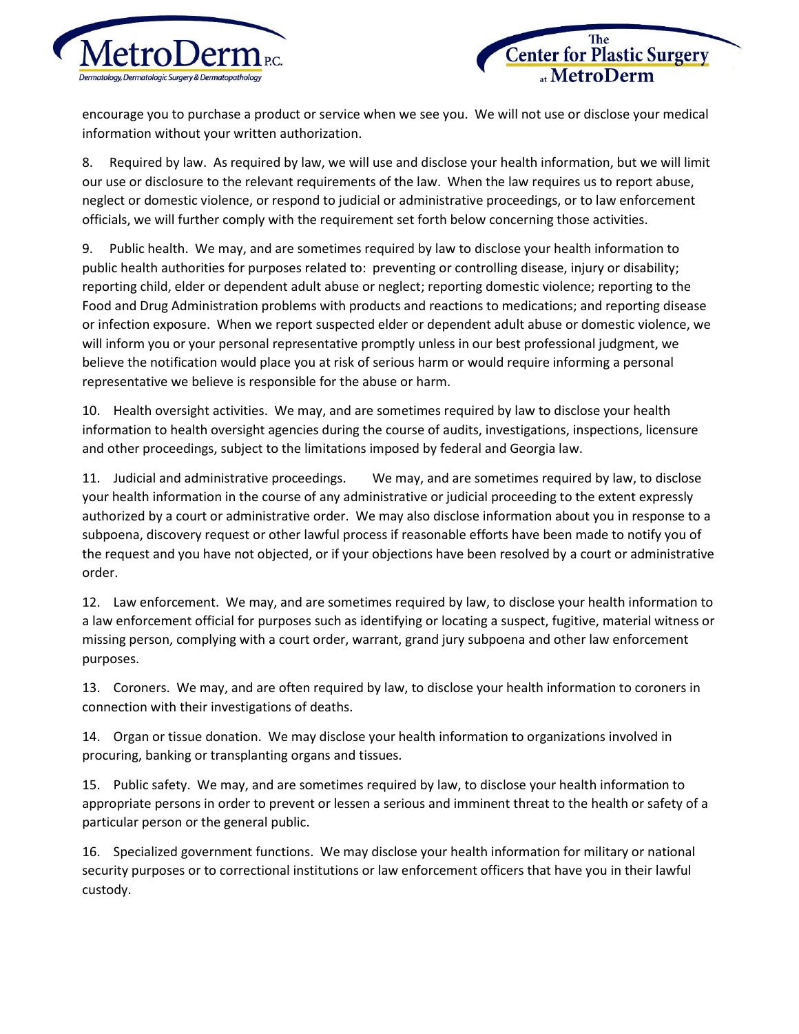encourage you to purchase a product or service when we see you. We will not use or disclose your medical information without your written authorization.

8. Required by law. As required by law, we will use and disclose your health information, but we will limit our use or disclosure to the relevant requirements of the law. When the law requires us to report abuse, neglect or domestic violence, or respond to judicial or administrative proceedings, or to law enforcement officials, we will further comply with the requirement set forth below concerning those activities.

9. Public health. We may, and are sometimes required by law to disclose your health information to public health authorities for purposes related to: preventing or controlling disease, injury or disability; reporting child, elder or dependent adult abuse or neglect; reporting domestic violence; reporting to the Food and Drug Administration problems with products and reactions to medications; and reporting disease or infection exposure. When we report suspected elder or dependent adult abuse or domestic violence, we will inform you or your personal representative promptly unless in our best professional judgment, we believe the notification would place you at risk of serious harm or would require informing a personal representative we believe is responsible for the abuse or harm.

10. Health oversight activities. We may, and are sometimes required by law to disclose your health information to health oversight agencies during the course of audits, investigations, inspections, licensure and other proceedings, subject to the limitations imposed by federal and Georgia law.

11. Judicial and administrative proceedings. We may, and are sometimes required by law, to disclose your health information in the course of any administrative or judicial proceeding to the extent expressly authorized by a court or administrative order. We may also disclose information about you in response to a subpoena, discovery request or other lawful process if reasonable efforts have been made to notify you of the request and you have not objected, or if your objections have been resolved by a court or administrative order.

12. Law enforcement. We may, and are sometimes required by law, to disclose your health information to a law enforcement official for purposes such as identifying or locating a suspect, fugitive, material witness or missing person, complying with a court order, warrant, grand jury subpoena and other law enforcement purposes.

13. Coroners. We may, and are often required by law, to disclose your health information to coroners in connection with their investigations of deaths.

14. Organ or tissue donation. We may disclose your health information to organizations involved in procuring, banking or transplanting organs and tissues.

15. Public safety. We may, and are sometimes required by law, to disclose your health information to appropriate persons in order to prevent or lessen a serious and imminent threat to the health or safety of a particular person or the general public.

16. Specialized government functions. We may disclose your health information for military or national security purposes or to correctional institutions or law enforcement officers that have you in their lawful custody.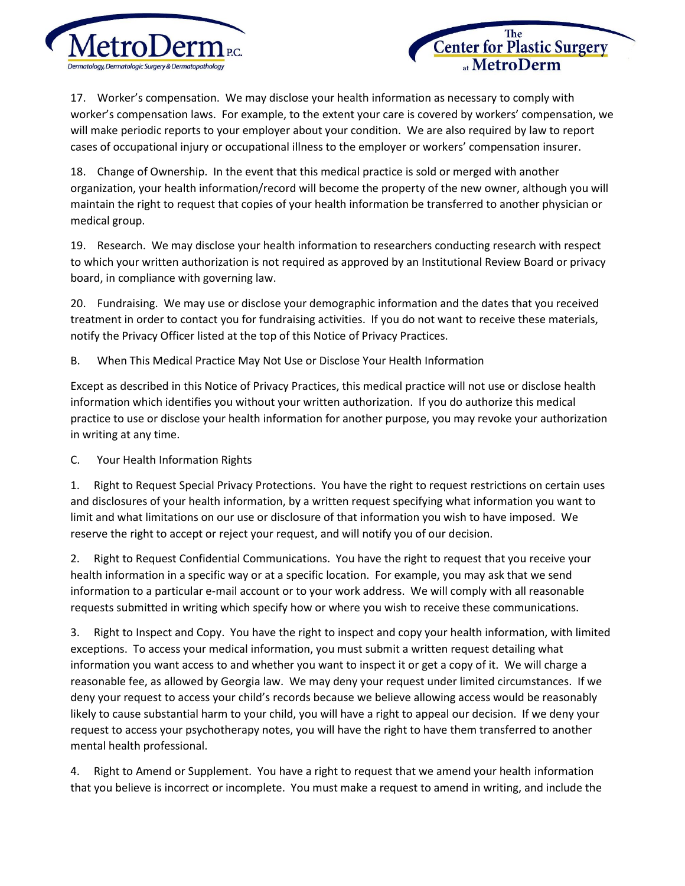17. Worker's compensation. We may disclose your health information as necessary to comply with worker's compensation laws. For example, to the extent your care is covered by workers' compensation, we will make periodic reports to your employer about your condition. We are also required by law to report cases of occupational injury or occupational illness to the employer or workers' compensation insurer.

18. Change of Ownership. In the event that this medical practice is sold or merged with another organization, your health information/record will become the property of the new owner, although you will maintain the right to request that copies of your health information be transferred to another physician or medical group.

19. Research. We may disclose your health information to researchers conducting research with respect to which your written authorization is not required as approved by an Institutional Review Board or privacy board, in compliance with governing law.

20. Fundraising. We may use or disclose your demographic information and the dates that you received treatment in order to contact you for fundraising activities. If you do not want to receive these materials, notify the Privacy Officer listed at the top of this Notice of Privacy Practices.

B. When This Medical Practice May Not Use or Disclose Your Health Information

Except as described in this Notice of Privacy Practices, this medical practice will not use or disclose health information which identifies you without your written authorization. If you do authorize this medical practice to use or disclose your health information for another purpose, you may revoke your authorization in writing at any time.

C. Your Health Information Rights

1. Right to Request Special Privacy Protections. You have the right to request restrictions on certain uses and disclosures of your health information, by a written request specifying what information you want to limit and what limitations on our use or disclosure of that information you wish to have imposed. We reserve the right to accept or reject your request, and will notify you of our decision.

2. Right to Request Confidential Communications. You have the right to request that you receive your health information in a specific way or at a specific location. For example, you may ask that we send information to a particular e-mail account or to your work address. We will comply with all reasonable requests submitted in writing which specify how or where you wish to receive these communications.

3. Right to Inspect and Copy. You have the right to inspect and copy your health information, with limited exceptions. To access your medical information, you must submit a written request detailing what information you want access to and whether you want to inspect it or get a copy of it. We will charge a reasonable fee, as allowed by Georgia law. We may deny your request under limited circumstances. If we deny your request to access your child's records because we believe allowing access would be reasonably likely to cause substantial harm to your child, you will have a right to appeal our decision. If we deny your request to access your psychotherapy notes, you will have the right to have them transferred to another mental health professional.

4. Right to Amend or Supplement. You have a right to request that we amend your health information that you believe is incorrect or incomplete. You must make a request to amend in writing, and include the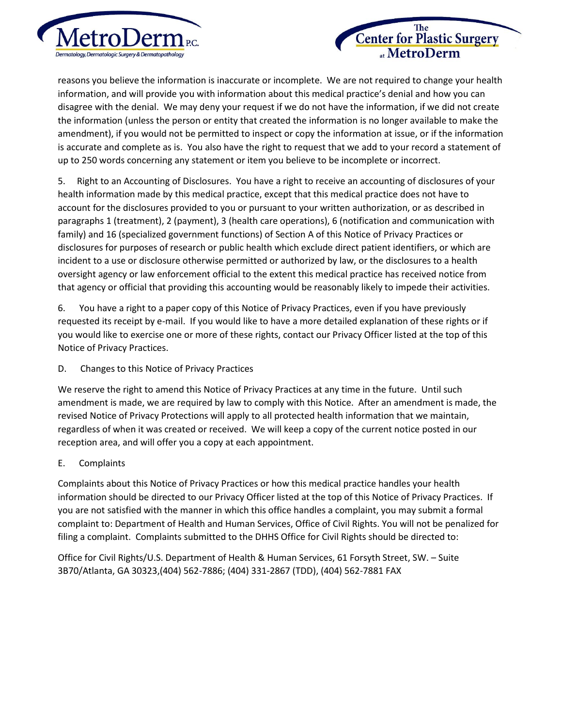reasons you believe the information is inaccurate or incomplete. We are not required to change your health information, and will provide you with information about this medical practice's denial and how you can disagree with the denial. We may deny your request if we do not have the information, if we did not create the information (unless the person or entity that created the information is no longer available to make the amendment), if you would not be permitted to inspect or copy the information at issue, or if the information is accurate and complete as is. You also have the right to request that we add to your record a statement of up to 250 words concerning any statement or item you believe to be incomplete or incorrect.

5. Right to an Accounting of Disclosures. You have a right to receive an accounting of disclosures of your health information made by this medical practice, except that this medical practice does not have to account for the disclosures provided to you or pursuant to your written authorization, or as described in paragraphs 1 (treatment), 2 (payment), 3 (health care operations), 6 (notification and communication with family) and 16 (specialized government functions) of Section A of this Notice of Privacy Practices or disclosures for purposes of research or public health which exclude direct patient identifiers, or which are incident to a use or disclosure otherwise permitted or authorized by law, or the disclosures to a health oversight agency or law enforcement official to the extent this medical practice has received notice from that agency or official that providing this accounting would be reasonably likely to impede their activities.

6. You have a right to a paper copy of this Notice of Privacy Practices, even if you have previously requested its receipt by e-mail. If you would like to have a more detailed explanation of these rights or if you would like to exercise one or more of these rights, contact our Privacy Officer listed at the top of this Notice of Privacy Practices.

D. Changes to this Notice of Privacy Practices

We reserve the right to amend this Notice of Privacy Practices at any time in the future. Until such amendment is made, we are required by law to comply with this Notice. After an amendment is made, the revised Notice of Privacy Protections will apply to all protected health information that we maintain, regardless of when it was created or received. We will keep a copy of the current notice posted in our reception area, and will offer you a copy at each appointment.

E. Complaints

Complaints about this Notice of Privacy Practices or how this medical practice handles your health information should be directed to our Privacy Officer listed at the top of this Notice of Privacy Practices. If you are not satisfied with the manner in which this office handles a complaint, you may submit a formal complaint to: Department of Health and Human Services, Office of Civil Rights. You will not be penalized for filing a complaint. Complaints submitted to the DHHS Office for Civil Rights should be directed to:

Office for Civil Rights/U.S. Department of Health & Human Services, 61 Forsyth Street, SW. – Suite 3B70/Atlanta, GA 30323,(404) 562-7886; (404) 331-2867 (TDD), (404) 562-7881 FAX